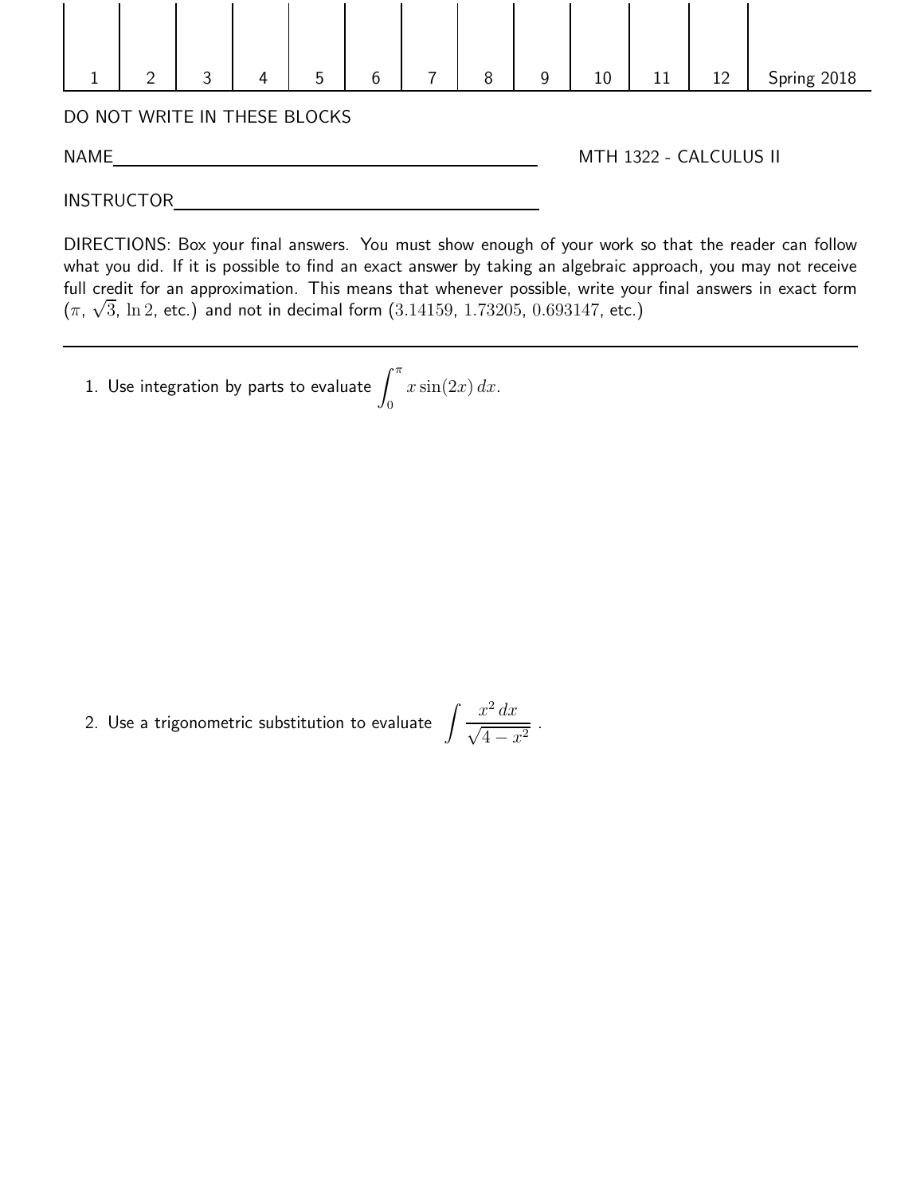| 1 | 2 | 3 | 4 | 5 | 6 | 7 | 8 | 9 | 10 | 11 | 12 | Spring 2018 |
|---|---|---|---|---|---|---|---|---|---|---|---|---|

DO NOT WRITE IN THESE BLOCKS

NAME\_\_\_\_\_\_\_\_\_\_\_\_\_\_\_\_\_\_\_\_\_\_\_\_\_\_\_\_\_\_\_\_\_\_\_\_\_\_\_\_ MTH 1322 - CALCULUS II

INSTRUCTOR\_\_\_\_\_\_\_\_\_\_\_\_\_\_\_\_\_\_\_\_\_\_\_\_\_\_\_\_\_\_\_\_\_\_

DIRECTIONS: Box your final answers. You must show enough of your work so that the reader can follow what you did. If it is possible to find an exact answer by taking an algebraic approach, you may not receive full credit for an approximation. This means that whenever possible, write your final answers in exact form ($\pi$, $\sqrt{3}$, $\ln 2$, etc.) and not in decimal form ($3.14159$, $1.73205$, $0.693147$, etc.)

---

1. Use integration by parts to evaluate $\displaystyle\int_0^{\pi} x \sin(2x)\, dx$.

2. Use a trigonometric substitution to evaluate $\displaystyle\int \frac{x^2\, dx}{\sqrt{4 - x^2}}$ .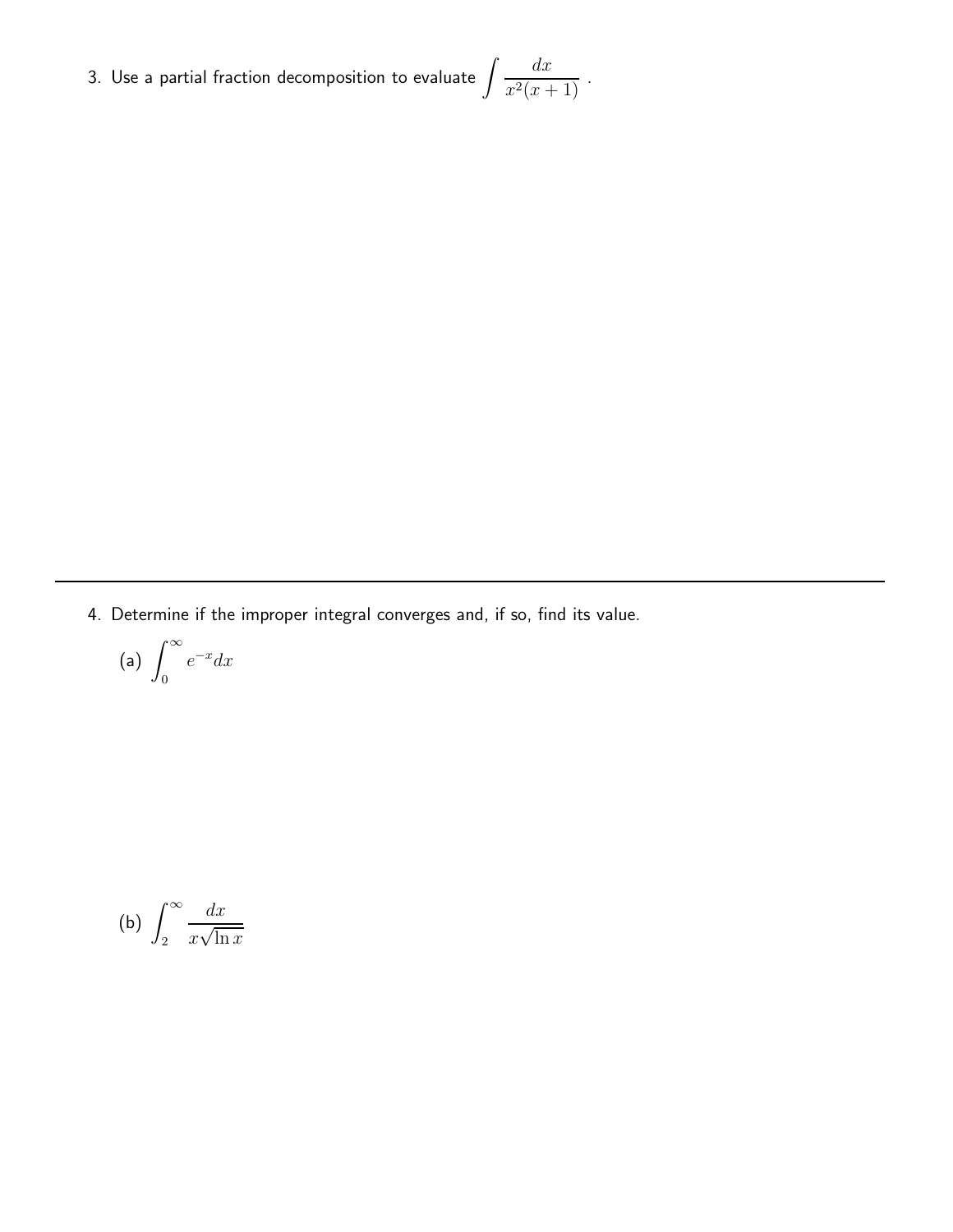3. Use a partial fraction decomposition to evaluate $\displaystyle\int \frac{dx}{x^2(x+1)}$ .

---

4. Determine if the improper integral converges and, if so, find its value.

(a) $\displaystyle\int_0^\infty e^{-x} dx$

(b) $\displaystyle\int_2^\infty \frac{dx}{x\sqrt{\ln x}}$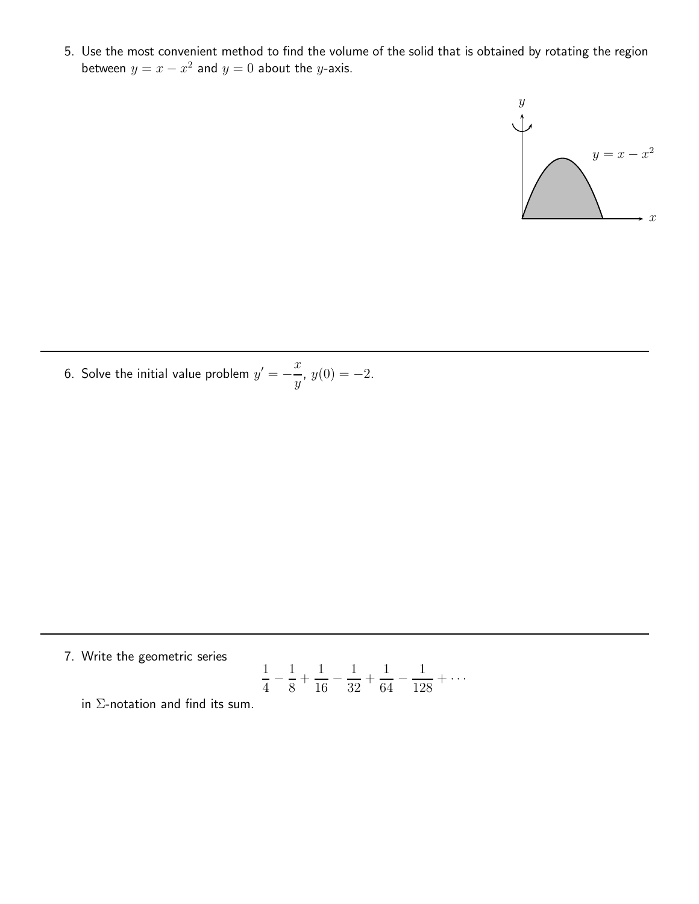5. Use the most convenient method to find the volume of the solid that is obtained by rotating the region between $y = x - x^2$ and $y = 0$ about the $y$-axis.

---

6. Solve the initial value problem $y' = -\dfrac{x}{y}$, $y(0) = -2$.

---

7. Write the geometric series

$$\frac{1}{4} - \frac{1}{8} + \frac{1}{16} - \frac{1}{32} + \frac{1}{64} - \frac{1}{128} + \cdots$$

in $\Sigma$-notation and find its sum.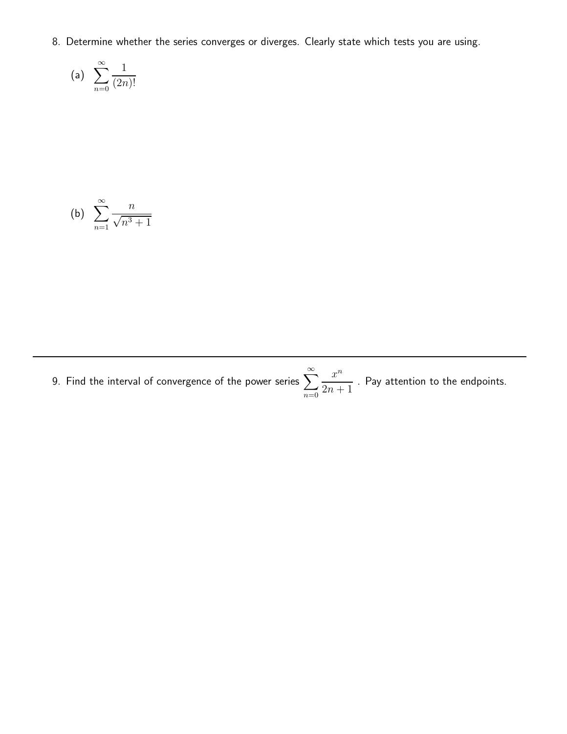8. Determine whether the series converges or diverges. Clearly state which tests you are using.

(a) $\displaystyle\sum_{n=0}^{\infty} \frac{1}{(2n)!}$

(b) $\displaystyle\sum_{n=1}^{\infty} \frac{n}{\sqrt{n^3+1}}$

---

9. Find the interval of convergence of the power series $\displaystyle\sum_{n=0}^{\infty} \frac{x^n}{2n+1}$ . Pay attention to the endpoints.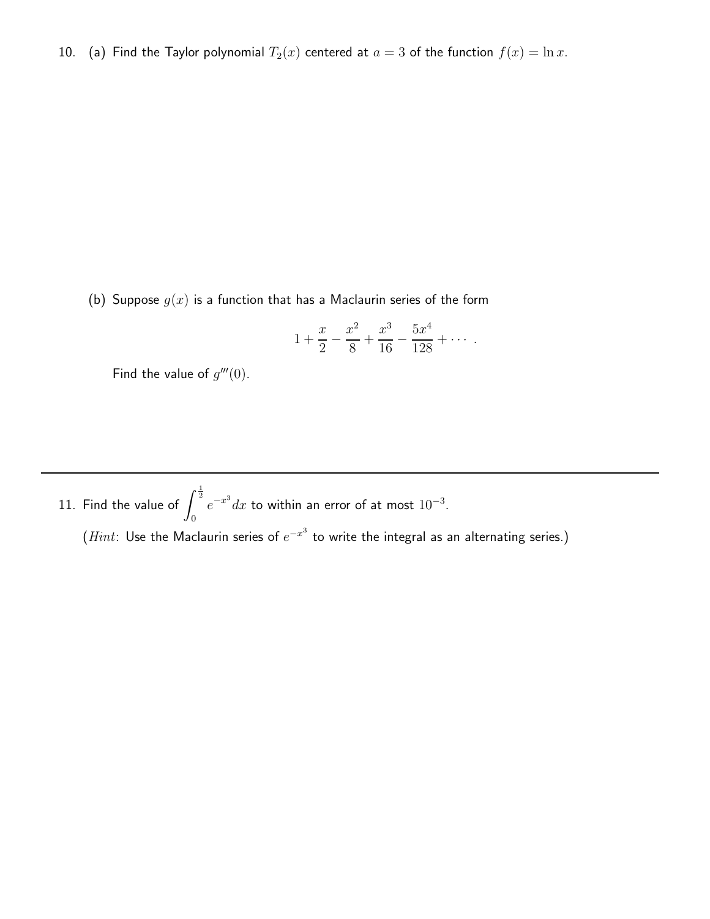10. (a) Find the Taylor polynomial $T_2(x)$ centered at $a = 3$ of the function $f(x) = \ln x$.

(b) Suppose $g(x)$ is a function that has a Maclaurin series of the form

$$1 + \frac{x}{2} - \frac{x^2}{8} + \frac{x^3}{16} - \frac{5x^4}{128} + \cdots .$$

Find the value of $g'''(0)$.

---

11. Find the value of $\displaystyle\int_0^{\frac{1}{2}} e^{-x^3}\,dx$ to within an error of at most $10^{-3}$.

($Hint$: Use the Maclaurin series of $e^{-x^3}$ to write the integral as an alternating series.)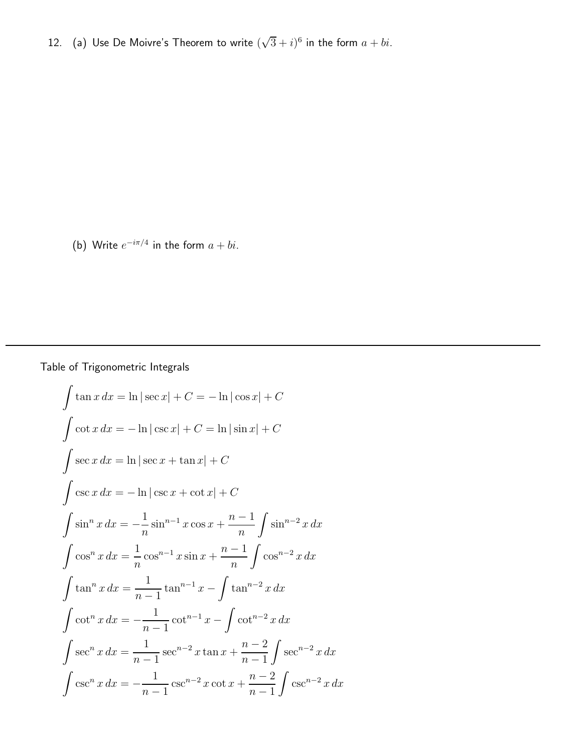12. (a) Use De Moivre's Theorem to write $(\sqrt{3}+i)^6$ in the form $a+bi$.

(b) Write $e^{-i\pi/4}$ in the form $a+bi$.

---

Table of Trigonometric Integrals

$$\int \tan x\,dx = \ln|\sec x| + C = -\ln|\cos x| + C$$

$$\int \cot x\,dx = -\ln|\csc x| + C = \ln|\sin x| + C$$

$$\int \sec x\,dx = \ln|\sec x + \tan x| + C$$

$$\int \csc x\,dx = -\ln|\csc x + \cot x| + C$$

$$\int \sin^n x\,dx = -\frac{1}{n}\sin^{n-1} x\cos x + \frac{n-1}{n}\int \sin^{n-2} x\,dx$$

$$\int \cos^n x\,dx = \frac{1}{n}\cos^{n-1} x\sin x + \frac{n-1}{n}\int \cos^{n-2} x\,dx$$

$$\int \tan^n x\,dx = \frac{1}{n-1}\tan^{n-1} x - \int \tan^{n-2} x\,dx$$

$$\int \cot^n x\,dx = -\frac{1}{n-1}\cot^{n-1} x - \int \cot^{n-2} x\,dx$$

$$\int \sec^n x\,dx = \frac{1}{n-1}\sec^{n-2} x\tan x + \frac{n-2}{n-1}\int \sec^{n-2} x\,dx$$

$$\int \csc^n x\,dx = -\frac{1}{n-1}\csc^{n-2} x\cot x + \frac{n-2}{n-1}\int \csc^{n-2} x\,dx$$